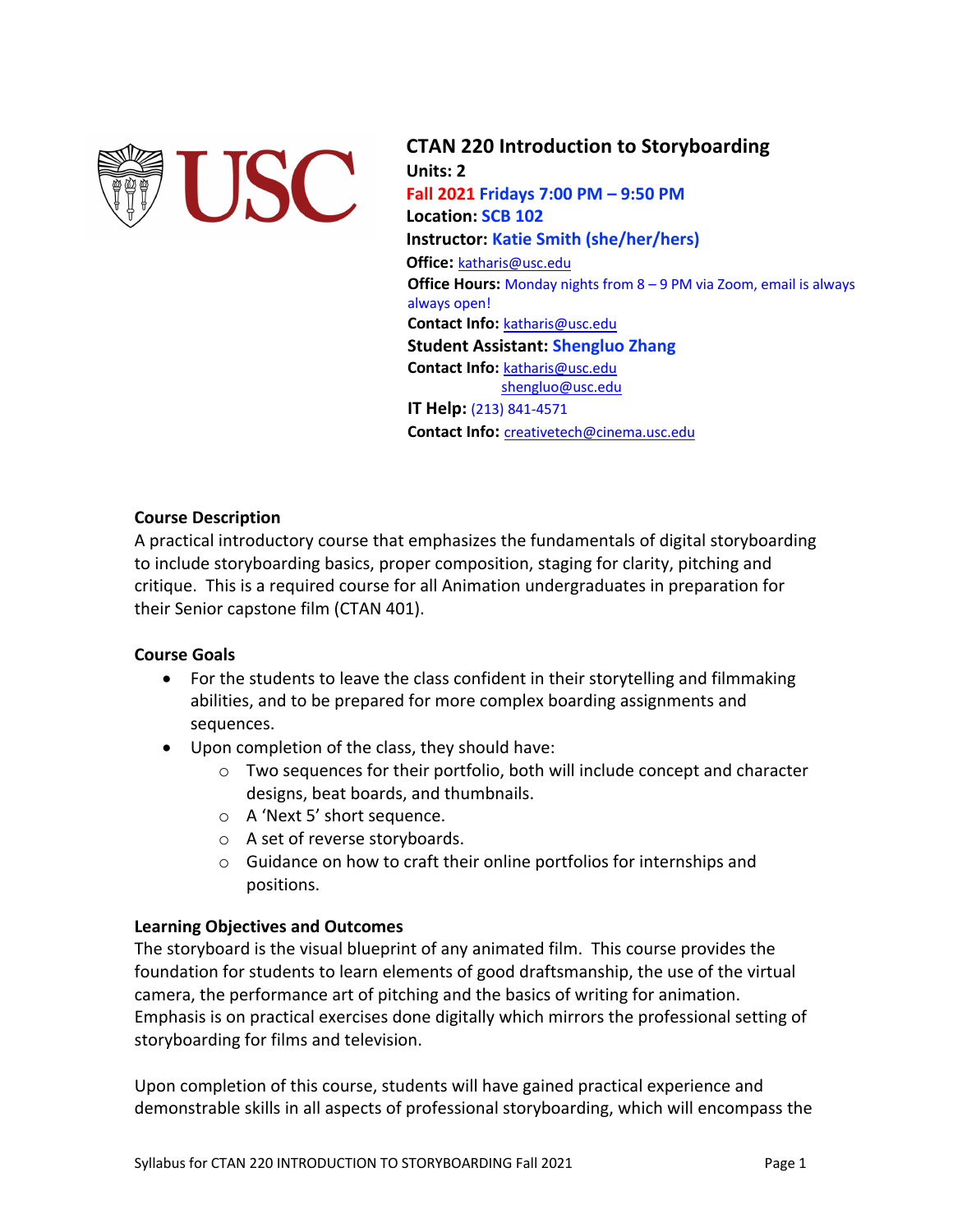# CTAN 220 Introduction to Storyboarding

**Units:** 2
**Fall 2021** Fridays 7:00 PM – 9:50 PM
**Location:** SCB 102
**Instructor:** Katie Smith (she/her/hers)
**Office:** katharis@usc.edu
**Office Hours:** Monday nights from 8 – 9 PM via Zoom, email is always always open!
**Contact Info:** katharis@usc.edu
**Student Assistant:** Shengluo Zhang
**Contact Info:** katharis@usc.edu
shengluo@usc.edu
**IT Help:** (213) 841-4571
**Contact Info:** creativetech@cinema.usc.edu

## Course Description

A practical introductory course that emphasizes the fundamentals of digital storyboarding to include storyboarding basics, proper composition, staging for clarity, pitching and critique. This is a required course for all Animation undergraduates in preparation for their Senior capstone film (CTAN 401).

## Course Goals

- For the students to leave the class confident in their storytelling and filmmaking abilities, and to be prepared for more complex boarding assignments and sequences.
- Upon completion of the class, they should have:
  - Two sequences for their portfolio, both will include concept and character designs, beat boards, and thumbnails.
  - A 'Next 5' short sequence.
  - A set of reverse storyboards.
  - Guidance on how to craft their online portfolios for internships and positions.

## Learning Objectives and Outcomes

The storyboard is the visual blueprint of any animated film. This course provides the foundation for students to learn elements of good draftsmanship, the use of the virtual camera, the performance art of pitching and the basics of writing for animation. Emphasis is on practical exercises done digitally which mirrors the professional setting of storyboarding for films and television.

Upon completion of this course, students will have gained practical experience and demonstrable skills in all aspects of professional storyboarding, which will encompass the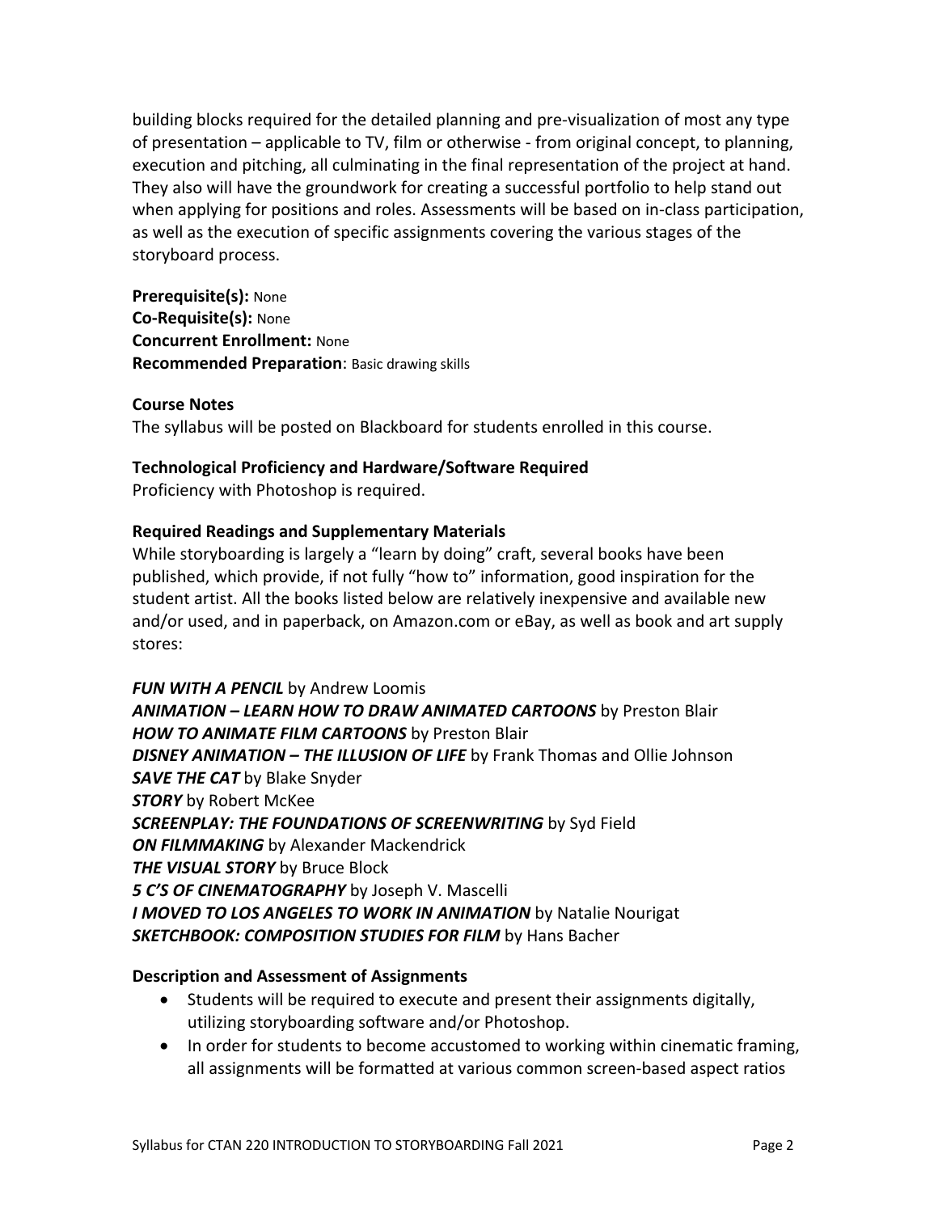building blocks required for the detailed planning and pre-visualization of most any type of presentation – applicable to TV, film or otherwise - from original concept, to planning, execution and pitching, all culminating in the final representation of the project at hand. They also will have the groundwork for creating a successful portfolio to help stand out when applying for positions and roles. Assessments will be based on in-class participation, as well as the execution of specific assignments covering the various stages of the storyboard process.

**Prerequisite(s):** None
**Co-Requisite(s):** None
**Concurrent Enrollment:** None
**Recommended Preparation**: Basic drawing skills

**Course Notes**
The syllabus will be posted on Blackboard for students enrolled in this course.

**Technological Proficiency and Hardware/Software Required**
Proficiency with Photoshop is required.

**Required Readings and Supplementary Materials**
While storyboarding is largely a "learn by doing" craft, several books have been published, which provide, if not fully "how to" information, good inspiration for the student artist. All the books listed below are relatively inexpensive and available new and/or used, and in paperback, on Amazon.com or eBay, as well as book and art supply stores:

***FUN WITH A PENCIL*** by Andrew Loomis
***ANIMATION – LEARN HOW TO DRAW ANIMATED CARTOONS*** by Preston Blair
***HOW TO ANIMATE FILM CARTOONS*** by Preston Blair
***DISNEY ANIMATION – THE ILLUSION OF LIFE*** by Frank Thomas and Ollie Johnson
***SAVE THE CAT*** by Blake Snyder
***STORY*** by Robert McKee
***SCREENPLAY: THE FOUNDATIONS OF SCREENWRITING*** by Syd Field
***ON FILMMAKING*** by Alexander Mackendrick
***THE VISUAL STORY*** by Bruce Block
***5 C'S OF CINEMATOGRAPHY*** by Joseph V. Mascelli
***I MOVED TO LOS ANGELES TO WORK IN ANIMATION*** by Natalie Nourigat
***SKETCHBOOK: COMPOSITION STUDIES FOR FILM*** by Hans Bacher

**Description and Assessment of Assignments**

- Students will be required to execute and present their assignments digitally, utilizing storyboarding software and/or Photoshop.
- In order for students to become accustomed to working within cinematic framing, all assignments will be formatted at various common screen-based aspect ratios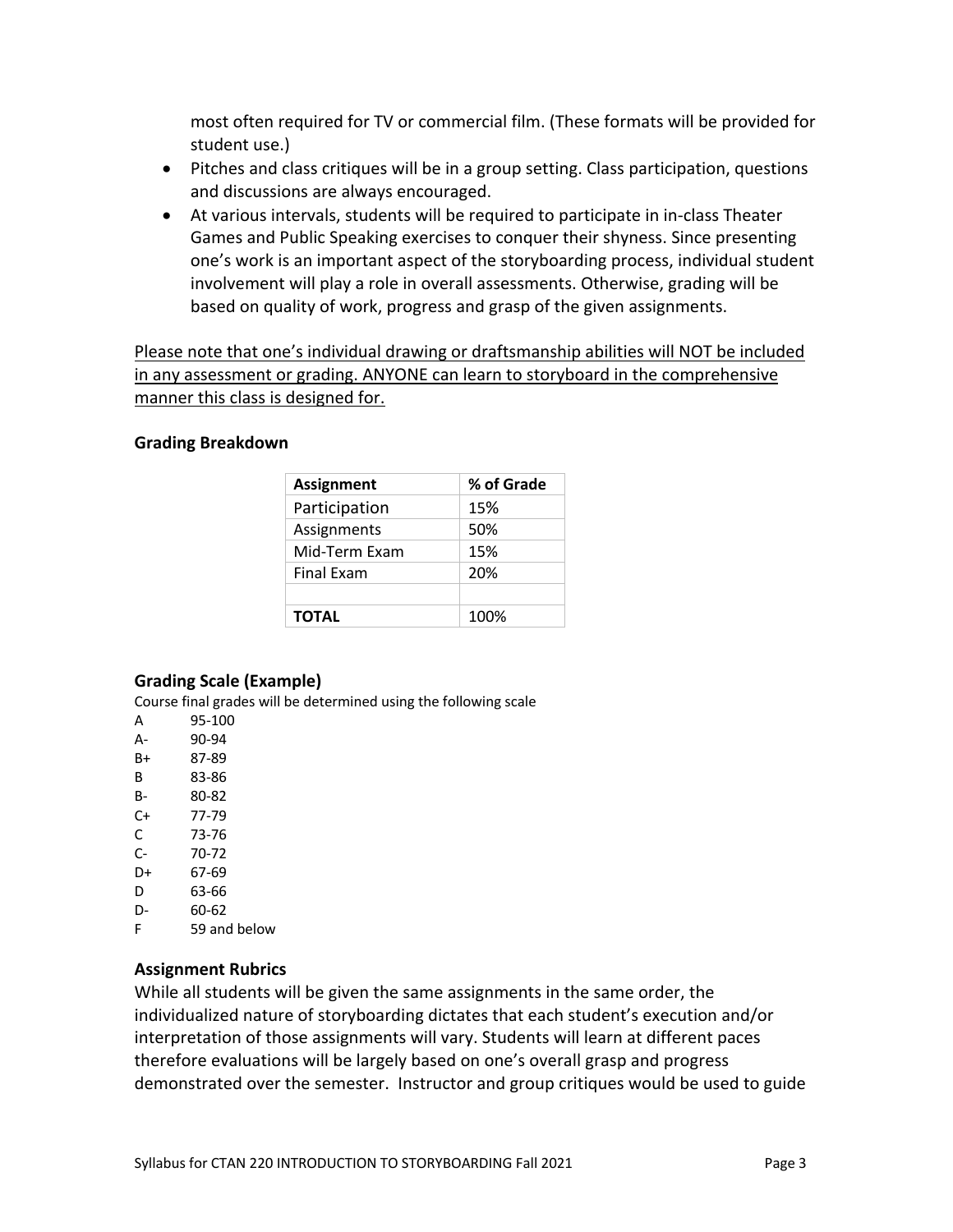most often required for TV or commercial film. (These formats will be provided for student use.)

- Pitches and class critiques will be in a group setting. Class participation, questions and discussions are always encouraged.
- At various intervals, students will be required to participate in in-class Theater Games and Public Speaking exercises to conquer their shyness. Since presenting one's work is an important aspect of the storyboarding process, individual student involvement will play a role in overall assessments. Otherwise, grading will be based on quality of work, progress and grasp of the given assignments.

<u>Please note that one's individual drawing or draftsmanship abilities will NOT be included in any assessment or grading. ANYONE can learn to storyboard in the comprehensive manner this class is designed for.</u>

### Grading Breakdown

| Assignment | % of Grade |
|---|---|
| Participation | 15% |
| Assignments | 50% |
| Mid-Term Exam | 15% |
| Final Exam | 20% |
| | |
| **TOTAL** | 100% |

### Grading Scale (Example)

Course final grades will be determined using the following scale

| | |
|---|---|
| A | 95-100 |
| A- | 90-94 |
| B+ | 87-89 |
| B | 83-86 |
| B- | 80-82 |
| C+ | 77-79 |
| C | 73-76 |
| C- | 70-72 |
| D+ | 67-69 |
| D | 63-66 |
| D- | 60-62 |
| F | 59 and below |

### Assignment Rubrics

While all students will be given the same assignments in the same order, the individualized nature of storyboarding dictates that each student's execution and/or interpretation of those assignments will vary. Students will learn at different paces therefore evaluations will be largely based on one's overall grasp and progress demonstrated over the semester. Instructor and group critiques would be used to guide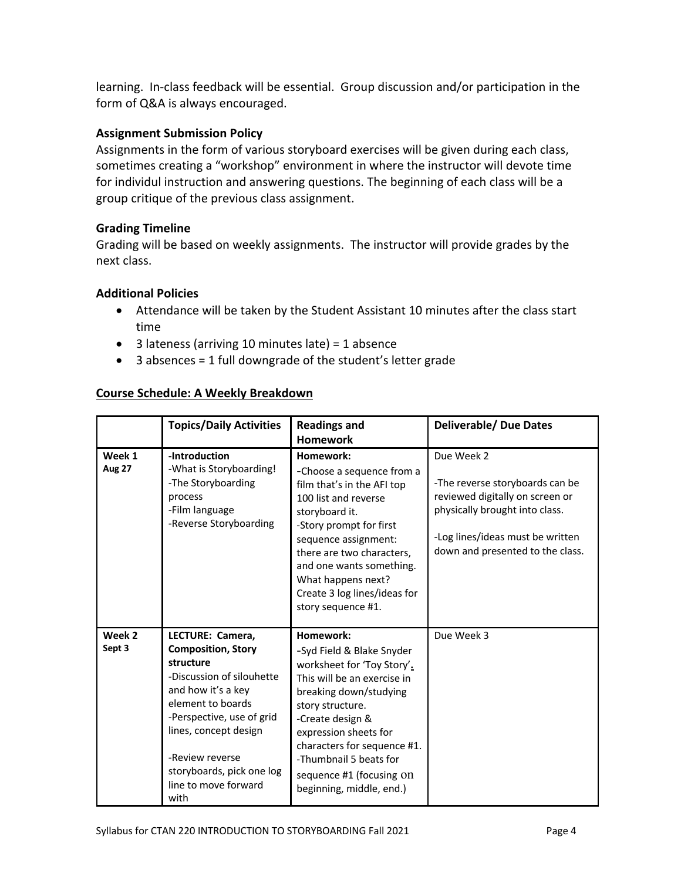learning. In-class feedback will be essential. Group discussion and/or participation in the form of Q&A is always encouraged.

### Assignment Submission Policy

Assignments in the form of various storyboard exercises will be given during each class, sometimes creating a "workshop" environment in where the instructor will devote time for individul instruction and answering questions. The beginning of each class will be a group critique of the previous class assignment.

### Grading Timeline

Grading will be based on weekly assignments. The instructor will provide grades by the next class.

### Additional Policies

- Attendance will be taken by the Student Assistant 10 minutes after the class start time
- 3 lateness (arriving 10 minutes late) = 1 absence
- 3 absences = 1 full downgrade of the student's letter grade

## Course Schedule: A Weekly Breakdown

| | Topics/Daily Activities | Readings and Homework | Deliverable/ Due Dates |
|---|---|---|---|
| **Week 1** **Aug 27** | **-Introduction**<br>-What is Storyboarding!<br>-The Storyboarding process<br>-Film language<br>-Reverse Storyboarding | **Homework:**<br>-Choose a sequence from a film that's in the AFI top 100 list and reverse storyboard it.<br>-Story prompt for first sequence assignment: there are two characters, and one wants something. What happens next? Create 3 log lines/ideas for story sequence #1. | Due Week 2<br><br>-The reverse storyboards can be reviewed digitally on screen or physically brought into class.<br><br>-Log lines/ideas must be written down and presented to the class. |
| **Week 2** **Sept 3** | **LECTURE: Camera, Composition, Story structure**<br>-Discussion of silouhette and how it's a key element to boards<br>-Perspective, use of grid lines, concept design<br><br>-Review reverse storyboards, pick one log line to move forward with | **Homework:**<br>-Syd Field & Blake Snyder worksheet for 'Toy Story'. This will be an exercise in breaking down/studying story structure.<br>-Create design & expression sheets for characters for sequence #1.<br>-Thumbnail 5 beats for sequence #1 (focusing on beginning, middle, end.) | Due Week 3 |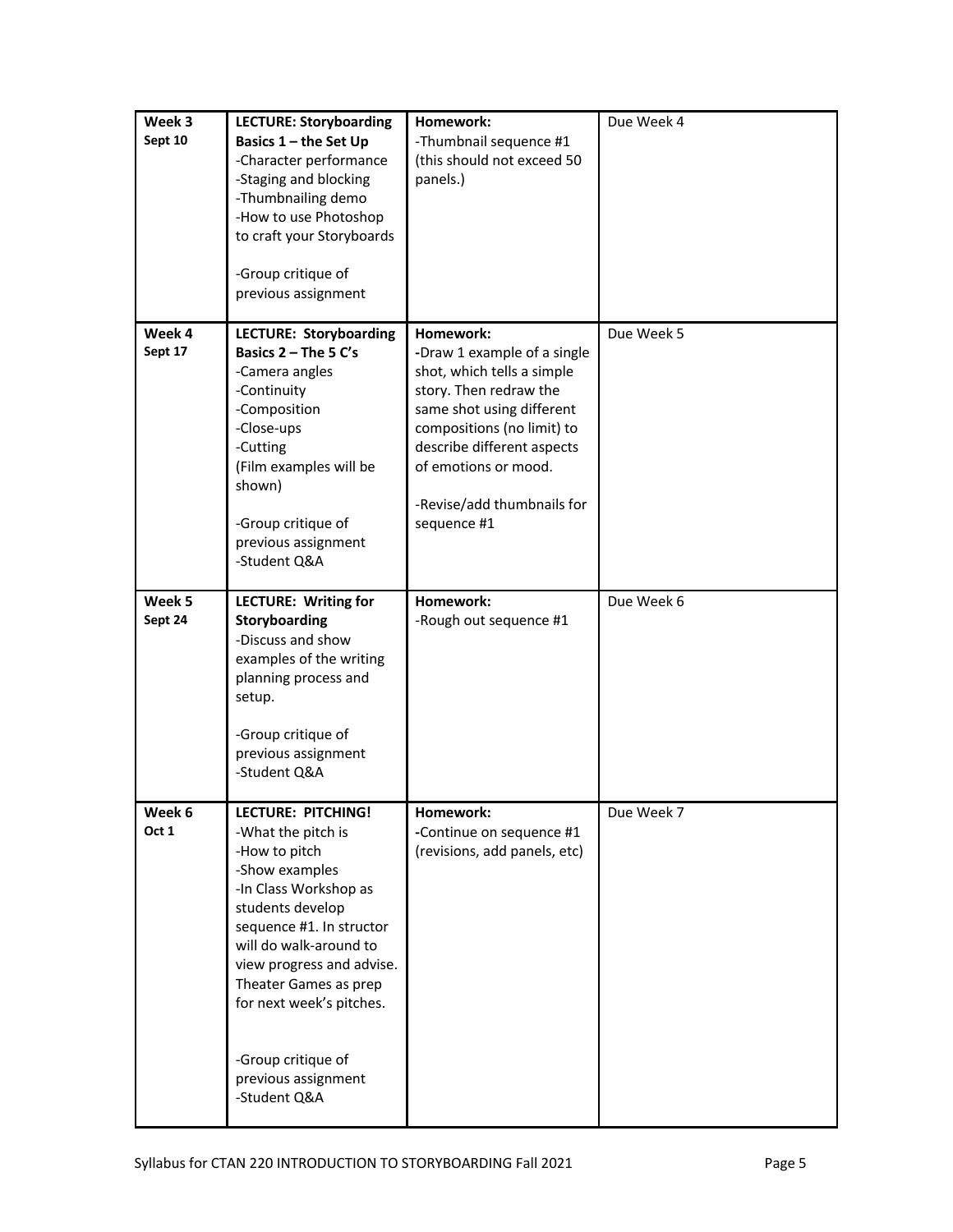| **Week 3** **Sept 10** | **LECTURE: Storyboarding Basics 1 – the Set Up**<br>-Character performance<br>-Staging and blocking<br>-Thumbnailing demo<br>-How to use Photoshop to craft your Storyboards<br><br>-Group critique of previous assignment | **Homework:**<br>-Thumbnail sequence #1 (this should not exceed 50 panels.) | Due Week 4 |
|---|---|---|---|
| **Week 4** **Sept 17** | **LECTURE: Storyboarding Basics 2 – The 5 C's**<br>-Camera angles<br>-Continuity<br>-Composition<br>-Close-ups<br>-Cutting<br>(Film examples will be shown)<br><br>-Group critique of previous assignment<br>-Student Q&A | **Homework:**<br>-Draw 1 example of a single shot, which tells a simple story. Then redraw the same shot using different compositions (no limit) to describe different aspects of emotions or mood.<br><br>-Revise/add thumbnails for sequence #1 | Due Week 5 |
| **Week 5** **Sept 24** | **LECTURE: Writing for Storyboarding**<br>-Discuss and show examples of the writing planning process and setup.<br><br>-Group critique of previous assignment<br>-Student Q&A | **Homework:**<br>-Rough out sequence #1 | Due Week 6 |
| **Week 6** **Oct 1** | **LECTURE: PITCHING!**<br>-What the pitch is<br>-How to pitch<br>-Show examples<br>-In Class Workshop as students develop sequence #1. In structor will do walk-around to view progress and advise. Theater Games as prep for next week's pitches.<br><br>-Group critique of previous assignment<br>-Student Q&A | **Homework:**<br>-Continue on sequence #1 (revisions, add panels, etc) | Due Week 7 |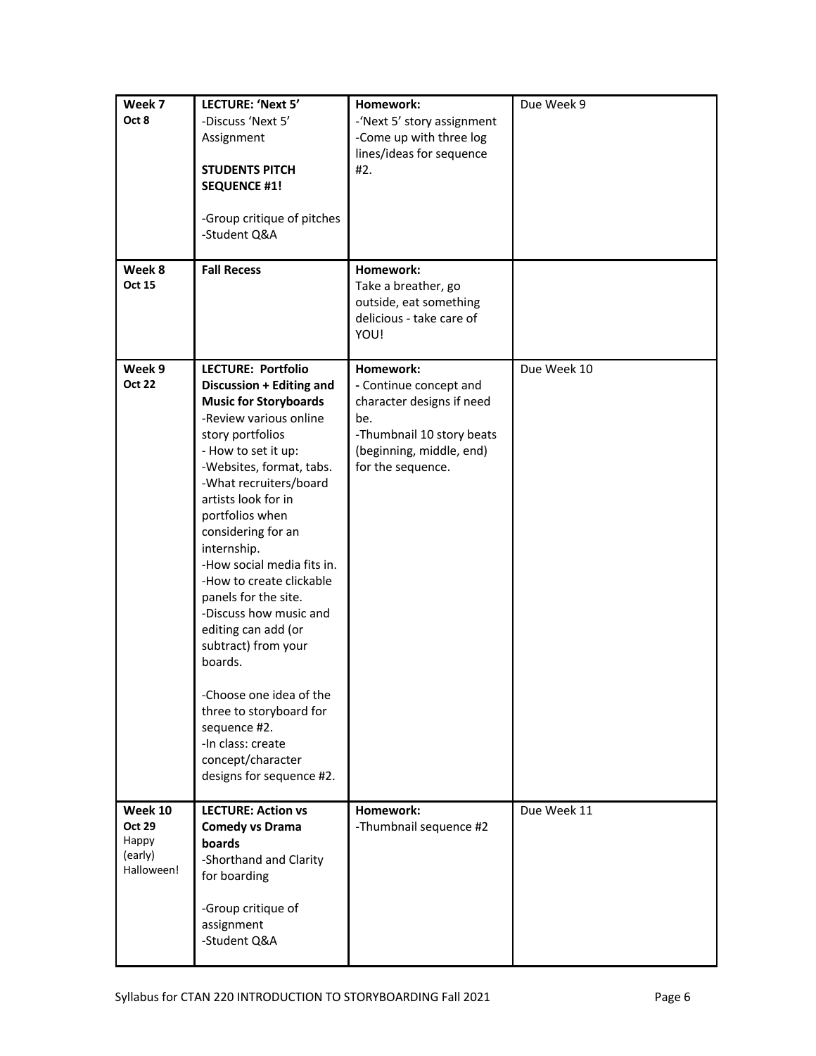| | | | |
|---|---|---|---|
| **Week 7**<br>**Oct 8** | **LECTURE: 'Next 5'**<br>-Discuss 'Next 5' Assignment<br><br>**STUDENTS PITCH SEQUENCE #1!**<br><br>-Group critique of pitches<br>-Student Q&A | **Homework:**<br>-'Next 5' story assignment<br>-Come up with three log lines/ideas for sequence #2. | Due Week 9 |
| **Week 8**<br>**Oct 15** | **Fall Recess** | **Homework:**<br>Take a breather, go outside, eat something delicious - take care of YOU! | |
| **Week 9**<br>**Oct 22** | **LECTURE: Portfolio Discussion + Editing and Music for Storyboards**<br>-Review various online story portfolios<br>- How to set it up:<br>-Websites, format, tabs.<br>-What recruiters/board artists look for in portfolios when considering for an internship.<br>-How social media fits in.<br>-How to create clickable panels for the site.<br>-Discuss how music and editing can add (or subtract) from your boards.<br><br>-Choose one idea of the three to storyboard for sequence #2.<br>-In class: create concept/character designs for sequence #2. | **Homework:**<br>**-** Continue concept and character designs if need be.<br>-Thumbnail 10 story beats (beginning, middle, end) for the sequence. | Due Week 10 |
| **Week 10**<br>**Oct 29**<br>Happy (early) Halloween! | **LECTURE: Action vs Comedy vs Drama boards**<br>-Shorthand and Clarity for boarding<br><br>-Group critique of assignment<br>-Student Q&A | **Homework:**<br>-Thumbnail sequence #2 | Due Week 11 |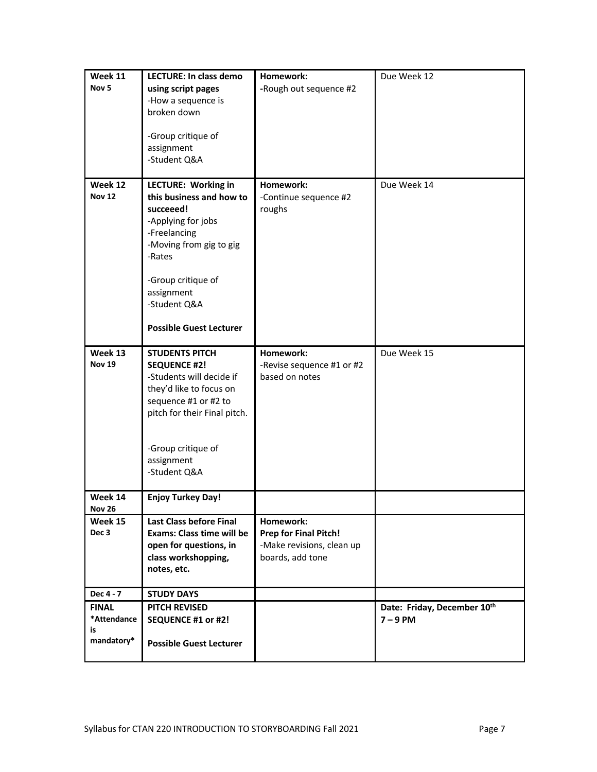| **Week 11**<br>**Nov 5** | **LECTURE: In class demo using script pages**<br>-How a sequence is broken down<br><br>-Group critique of assignment<br>-Student Q&A | **Homework:**<br>-Rough out sequence #2 | Due Week 12 |
|---|---|---|---|
| **Week 12**<br>**Nov 12** | **LECTURE: Working in this business and how to succeeed!**<br>-Applying for jobs<br>-Freelancing<br>-Moving from gig to gig<br>-Rates<br><br>-Group critique of assignment<br>-Student Q&A<br><br>**Possible Guest Lecturer** | **Homework:**<br>-Continue sequence #2 roughs | Due Week 14 |
| **Week 13**<br>**Nov 19** | **STUDENTS PITCH SEQUENCE #2!**<br>-Students will decide if they'd like to focus on sequence #1 or #2 to pitch for their Final pitch.<br><br>-Group critique of assignment<br>-Student Q&A | **Homework:**<br>-Revise sequence #1 or #2 based on notes | Due Week 15 |
| **Week 14**<br>**Nov 26** | **Enjoy Turkey Day!** | | |
| **Week 15**<br>**Dec 3** | **Last Class before Final Exams: Class time will be open for questions, in class workshopping, notes, etc.** | **Homework:**<br>**Prep for Final Pitch!**<br>-Make revisions, clean up boards, add tone | |
| **Dec 4 - 7** | **STUDY DAYS** | | |
| **FINAL**<br>**\*Attendance is mandatory\*** | **PITCH REVISED SEQUENCE #1 or #2!**<br><br>**Possible Guest Lecturer** | | **Date: Friday, December 10th**<br>**7 – 9 PM** |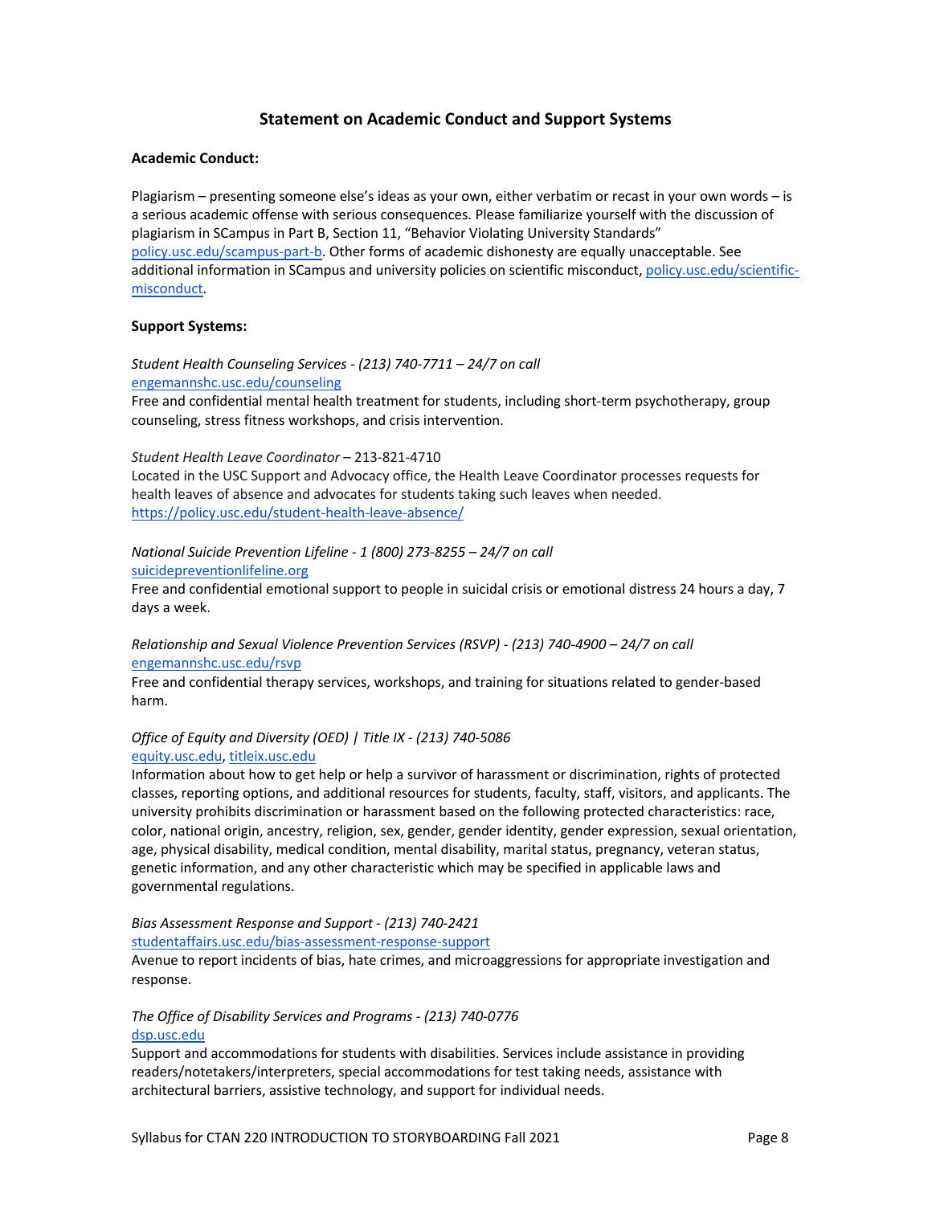## Statement on Academic Conduct and Support Systems

### Academic Conduct:

Plagiarism – presenting someone else's ideas as your own, either verbatim or recast in your own words – is a serious academic offense with serious consequences. Please familiarize yourself with the discussion of plagiarism in SCampus in Part B, Section 11, "Behavior Violating University Standards" policy.usc.edu/scampus-part-b. Other forms of academic dishonesty are equally unacceptable. See additional information in SCampus and university policies on scientific misconduct, policy.usc.edu/scientific-misconduct.

### Support Systems:

*Student Health Counseling Services - (213) 740-7711 – 24/7 on call*
engemannshc.usc.edu/counseling
Free and confidential mental health treatment for students, including short-term psychotherapy, group counseling, stress fitness workshops, and crisis intervention.

*Student Health Leave Coordinator* – 213-821-4710
Located in the USC Support and Advocacy office, the Health Leave Coordinator processes requests for health leaves of absence and advocates for students taking such leaves when needed.
https://policy.usc.edu/student-health-leave-absence/

*National Suicide Prevention Lifeline - 1 (800) 273-8255 – 24/7 on call*
suicidepreventionlifeline.org
Free and confidential emotional support to people in suicidal crisis or emotional distress 24 hours a day, 7 days a week.

*Relationship and Sexual Violence Prevention Services (RSVP) - (213) 740-4900 – 24/7 on call*
engemannshc.usc.edu/rsvp
Free and confidential therapy services, workshops, and training for situations related to gender-based harm.

*Office of Equity and Diversity (OED) | Title IX - (213) 740-5086*
equity.usc.edu, titleix.usc.edu
Information about how to get help or help a survivor of harassment or discrimination, rights of protected classes, reporting options, and additional resources for students, faculty, staff, visitors, and applicants. The university prohibits discrimination or harassment based on the following protected characteristics: race, color, national origin, ancestry, religion, sex, gender, gender identity, gender expression, sexual orientation, age, physical disability, medical condition, mental disability, marital status, pregnancy, veteran status, genetic information, and any other characteristic which may be specified in applicable laws and governmental regulations.

*Bias Assessment Response and Support - (213) 740-2421*
studentaffairs.usc.edu/bias-assessment-response-support
Avenue to report incidents of bias, hate crimes, and microaggressions for appropriate investigation and response.

*The Office of Disability Services and Programs - (213) 740-0776*
dsp.usc.edu
Support and accommodations for students with disabilities. Services include assistance in providing readers/notetakers/interpreters, special accommodations for test taking needs, assistance with architectural barriers, assistive technology, and support for individual needs.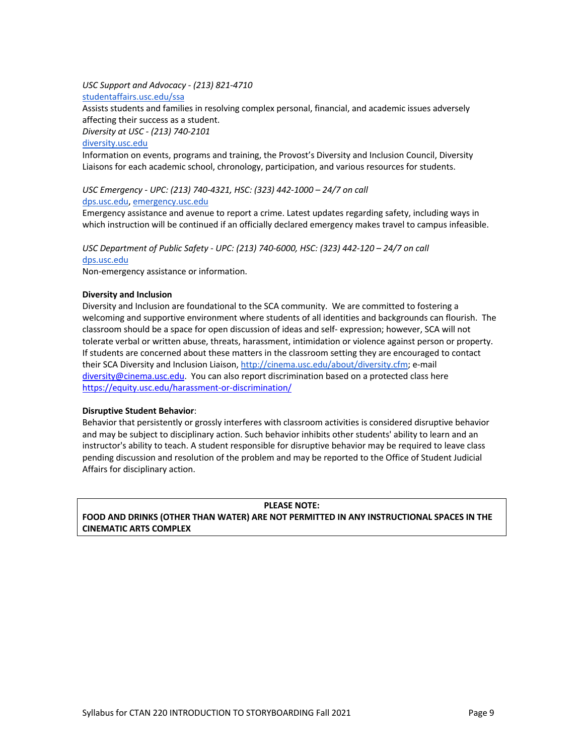*USC Support and Advocacy - (213) 821-4710*
studentaffairs.usc.edu/ssa
Assists students and families in resolving complex personal, financial, and academic issues adversely affecting their success as a student.
*Diversity at USC - (213) 740-2101*
diversity.usc.edu
Information on events, programs and training, the Provost's Diversity and Inclusion Council, Diversity Liaisons for each academic school, chronology, participation, and various resources for students.

*USC Emergency - UPC: (213) 740-4321, HSC: (323) 442-1000 – 24/7 on call*
dps.usc.edu, emergency.usc.edu
Emergency assistance and avenue to report a crime. Latest updates regarding safety, including ways in which instruction will be continued if an officially declared emergency makes travel to campus infeasible.

*USC Department of Public Safety - UPC: (213) 740-6000, HSC: (323) 442-120 – 24/7 on call*
dps.usc.edu
Non-emergency assistance or information.

**Diversity and Inclusion**
Diversity and Inclusion are foundational to the SCA community. We are committed to fostering a welcoming and supportive environment where students of all identities and backgrounds can flourish. The classroom should be a space for open discussion of ideas and self- expression; however, SCA will not tolerate verbal or written abuse, threats, harassment, intimidation or violence against person or property. If students are concerned about these matters in the classroom setting they are encouraged to contact their SCA Diversity and Inclusion Liaison, http://cinema.usc.edu/about/diversity.cfm; e-mail diversity@cinema.usc.edu. You can also report discrimination based on a protected class here https://equity.usc.edu/harassment-or-discrimination/

**Disruptive Student Behavior**:
Behavior that persistently or grossly interferes with classroom activities is considered disruptive behavior and may be subject to disciplinary action. Such behavior inhibits other students' ability to learn and an instructor's ability to teach. A student responsible for disruptive behavior may be required to leave class pending discussion and resolution of the problem and may be reported to the Office of Student Judicial Affairs for disciplinary action.

**PLEASE NOTE:**
**FOOD AND DRINKS (OTHER THAN WATER) ARE NOT PERMITTED IN ANY INSTRUCTIONAL SPACES IN THE CINEMATIC ARTS COMPLEX**